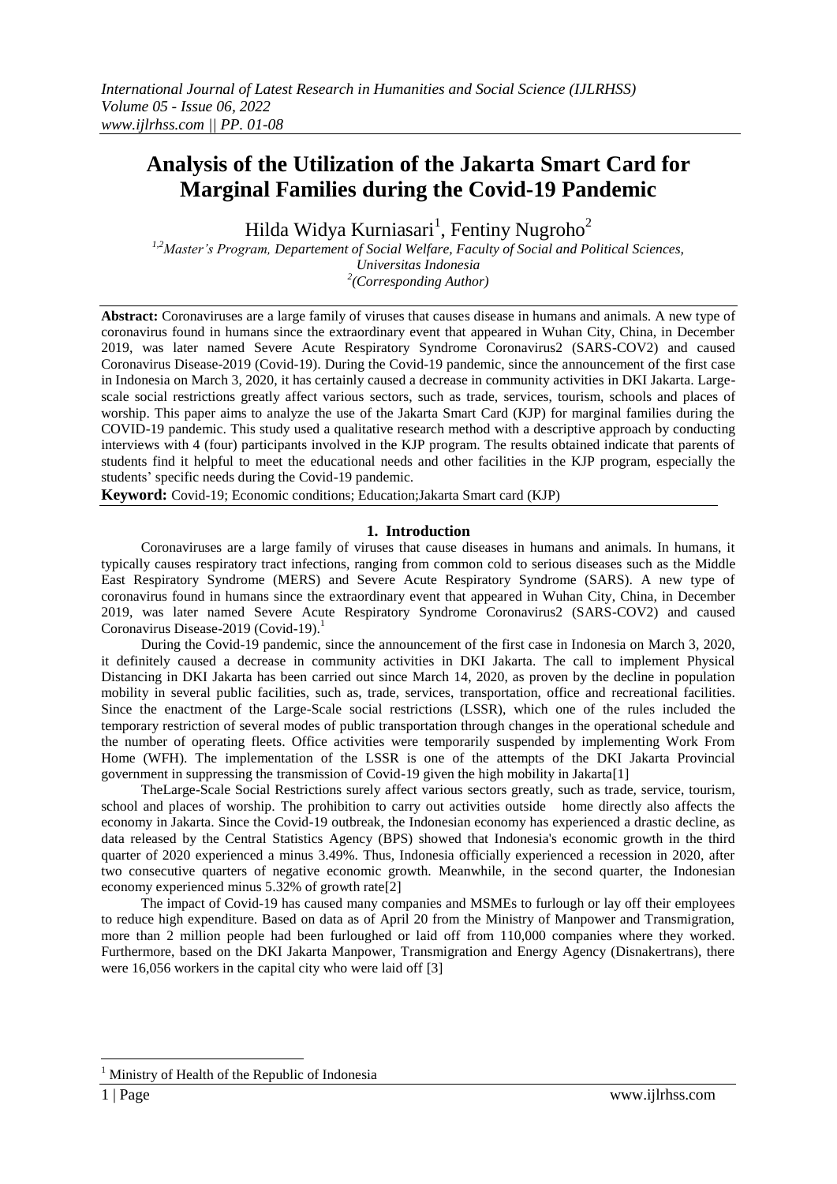# Analysis of the Utilization of the Jakarta Smart Card for Marginal Families during the Covid-19 Pandemic

Hilda Widya Kurniasari[1], Fentiny Nugroho[2]

*[1,2]Master's Program, Departement of Social Welfare, Faculty of Social and Political Sciences, Universitas Indonesia*
*[2](Corresponding Author)*

**Abstract:** Coronaviruses are a large family of viruses that causes disease in humans and animals. A new type of coronavirus found in humans since the extraordinary event that appeared in Wuhan City, China, in December 2019, was later named Severe Acute Respiratory Syndrome Coronavirus2 (SARS-COV2) and caused Coronavirus Disease-2019 (Covid-19). During the Covid-19 pandemic, since the announcement of the first case in Indonesia on March 3, 2020, it has certainly caused a decrease in community activities in DKI Jakarta. Large-scale social restrictions greatly affect various sectors, such as trade, services, tourism, schools and places of worship. This paper aims to analyze the use of the Jakarta Smart Card (KJP) for marginal families during the COVID-19 pandemic. This study used a qualitative research method with a descriptive approach by conducting interviews with 4 (four) participants involved in the KJP program. The results obtained indicate that parents of students find it helpful to meet the educational needs and other facilities in the KJP program, especially the students' specific needs during the Covid-19 pandemic.

**Keyword:** Covid-19; Economic conditions; Education;Jakarta Smart card (KJP)

## 1. Introduction

Coronaviruses are a large family of viruses that cause diseases in humans and animals. In humans, it typically causes respiratory tract infections, ranging from common cold to serious diseases such as the Middle East Respiratory Syndrome (MERS) and Severe Acute Respiratory Syndrome (SARS). A new type of coronavirus found in humans since the extraordinary event that appeared in Wuhan City, China, in December 2019, was later named Severe Acute Respiratory Syndrome Coronavirus2 (SARS-COV2) and caused Coronavirus Disease-2019 (Covid-19).[1]

During the Covid-19 pandemic, since the announcement of the first case in Indonesia on March 3, 2020, it definitely caused a decrease in community activities in DKI Jakarta. The call to implement Physical Distancing in DKI Jakarta has been carried out since March 14, 2020, as proven by the decline in population mobility in several public facilities, such as, trade, services, transportation, office and recreational facilities. Since the enactment of the Large-Scale social restrictions (LSSR), which one of the rules included the temporary restriction of several modes of public transportation through changes in the operational schedule and the number of operating fleets. Office activities were temporarily suspended by implementing Work From Home (WFH). The implementation of the LSSR is one of the attempts of the DKI Jakarta Provincial government in suppressing the transmission of Covid-19 given the high mobility in Jakarta[1]

TheLarge-Scale Social Restrictions surely affect various sectors greatly, such as trade, service, tourism, school and places of worship. The prohibition to carry out activities outside home directly also affects the economy in Jakarta. Since the Covid-19 outbreak, the Indonesian economy has experienced a drastic decline, as data released by the Central Statistics Agency (BPS) showed that Indonesia's economic growth in the third quarter of 2020 experienced a minus 3.49%. Thus, Indonesia officially experienced a recession in 2020, after two consecutive quarters of negative economic growth. Meanwhile, in the second quarter, the Indonesian economy experienced minus 5.32% of growth rate[2]

The impact of Covid-19 has caused many companies and MSMEs to furlough or lay off their employees to reduce high expenditure. Based on data as of April 20 from the Ministry of Manpower and Transmigration, more than 2 million people had been furloughed or laid off from 110,000 companies where they worked. Furthermore, based on the DKI Jakarta Manpower, Transmigration and Energy Agency (Disnakertrans), there were 16,056 workers in the capital city who were laid off [3]

---

[1] Ministry of Health of the Republic of Indonesia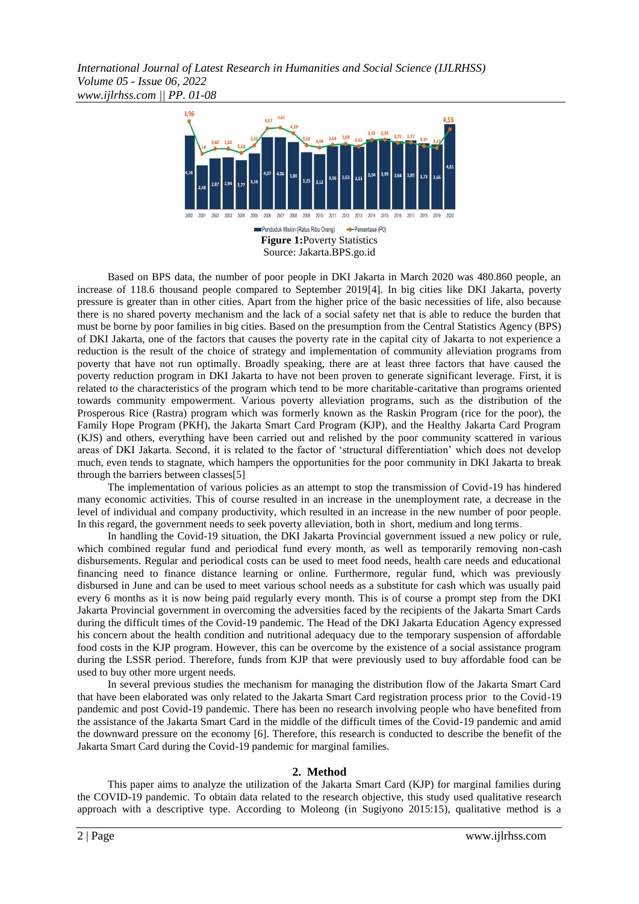**Figure 1:**Poverty Statistics
Source: Jakarta.BPS.go.id

Based on BPS data, the number of poor people in DKI Jakarta in March 2020 was 480.860 people, an increase of 118.6 thousand people compared to September 2019[4]. In big cities like DKI Jakarta, poverty pressure is greater than in other cities. Apart from the higher price of the basic necessities of life, also because there is no shared poverty mechanism and the lack of a social safety net that is able to reduce the burden that must be borne by poor families in big cities. Based on the presumption from the Central Statistics Agency (BPS) of DKI Jakarta, one of the factors that causes the poverty rate in the capital city of Jakarta to not experience a reduction is the result of the choice of strategy and implementation of community alleviation programs from poverty that have not run optimally. Broadly speaking, there are at least three factors that have caused the poverty reduction program in DKI Jakarta to have not been proven to generate significant leverage. First, it is related to the characteristics of the program which tend to be more charitable-caritative than programs oriented towards community empowerment. Various poverty alleviation programs, such as the distribution of the Prosperous Rice (Rastra) program which was formerly known as the Raskin Program (rice for the poor), the Family Hope Program (PKH), the Jakarta Smart Card Program (KJP), and the Healthy Jakarta Card Program (KJS) and others, everything have been carried out and relished by the poor community scattered in various areas of DKI Jakarta. Second, it is related to the factor of 'structural differentiation' which does not develop much, even tends to stagnate, which hampers the opportunities for the poor community in DKI Jakarta to break through the barriers between classes[5]

The implementation of various policies as an attempt to stop the transmission of Covid-19 has hindered many economic activities. This of course resulted in an increase in the unemployment rate, a decrease in the level of individual and company productivity, which resulted in an increase in the new number of poor people. In this regard, the government needs to seek poverty alleviation, both in short, medium and long terms.

In handling the Covid-19 situation, the DKI Jakarta Provincial government issued a new policy or rule, which combined regular fund and periodical fund every month, as well as temporarily removing non-cash disbursements. Regular and periodical costs can be used to meet food needs, health care needs and educational financing need to finance distance learning or online. Furthermore, regular fund, which was previously disbursed in June and can be used to meet various school needs as a substitute for cash which was usually paid every 6 months as it is now being paid regularly every month. This is of course a prompt step from the DKI Jakarta Provincial government in overcoming the adversities faced by the recipients of the Jakarta Smart Cards during the difficult times of the Covid-19 pandemic. The Head of the DKI Jakarta Education Agency expressed his concern about the health condition and nutritional adequacy due to the temporary suspension of affordable food costs in the KJP program. However, this can be overcome by the existence of a social assistance program during the LSSR period. Therefore, funds from KJP that were previously used to buy affordable food can be used to buy other more urgent needs.

In several previous studies the mechanism for managing the distribution flow of the Jakarta Smart Card that have been elaborated was only related to the Jakarta Smart Card registration process prior to the Covid-19 pandemic and post Covid-19 pandemic. There has been no research involving people who have benefited from the assistance of the Jakarta Smart Card in the middle of the difficult times of the Covid-19 pandemic and amid the downward pressure on the economy [6]. Therefore, this research is conducted to describe the benefit of the Jakarta Smart Card during the Covid-19 pandemic for marginal families.

## 2. Method

This paper aims to analyze the utilization of the Jakarta Smart Card (KJP) for marginal families during the COVID-19 pandemic. To obtain data related to the research objective, this study used qualitative research approach with a descriptive type. According to Moleong (in Sugiyono 2015:15), qualitative method is a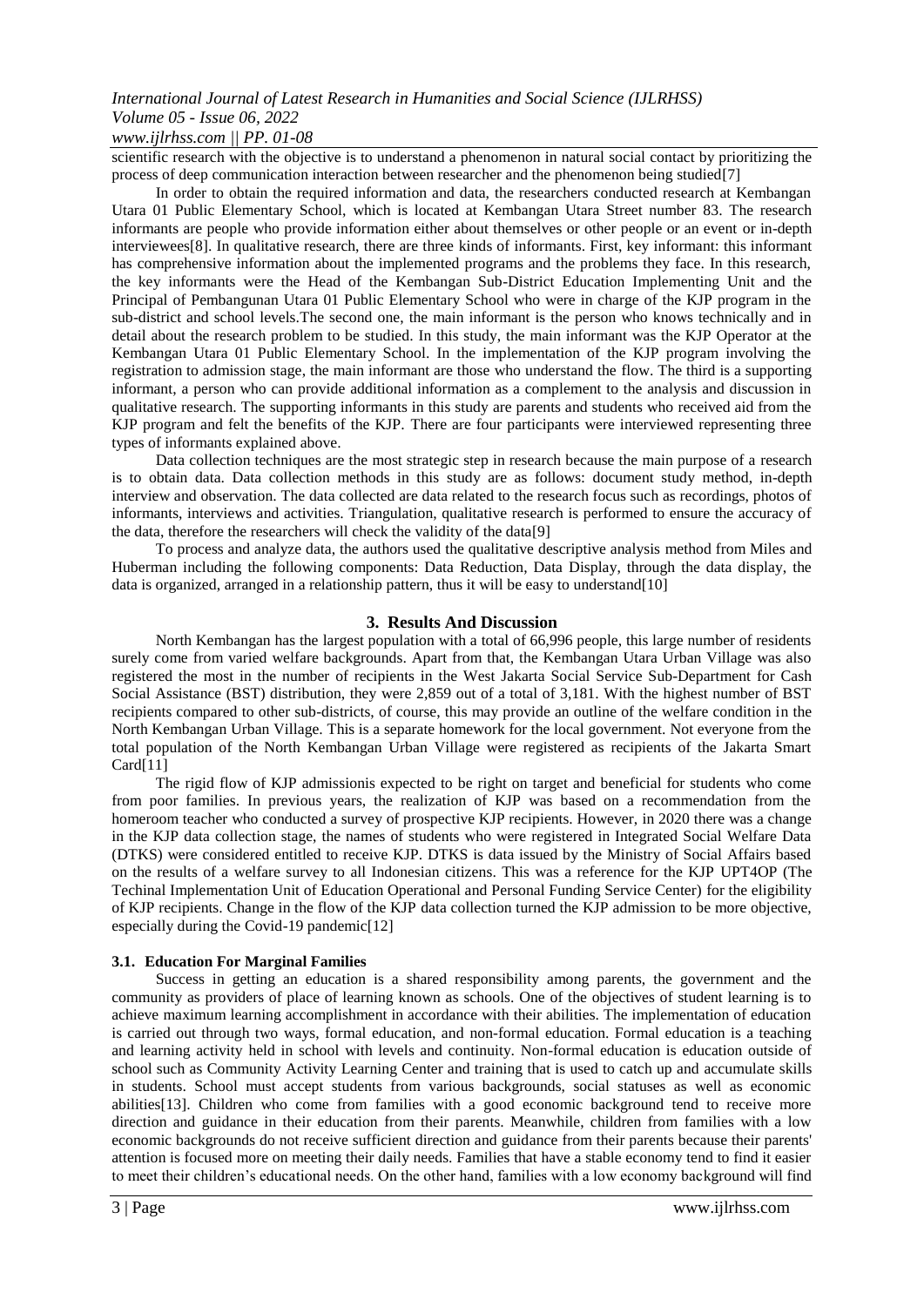scientific research with the objective is to understand a phenomenon in natural social contact by prioritizing the process of deep communication interaction between researcher and the phenomenon being studied[7]

In order to obtain the required information and data, the researchers conducted research at Kembangan Utara 01 Public Elementary School, which is located at Kembangan Utara Street number 83. The research informants are people who provide information either about themselves or other people or an event or in-depth interviewees[8]. In qualitative research, there are three kinds of informants. First, key informant: this informant has comprehensive information about the implemented programs and the problems they face. In this research, the key informants were the Head of the Kembangan Sub-District Education Implementing Unit and the Principal of Pembangunan Utara 01 Public Elementary School who were in charge of the KJP program in the sub-district and school levels.The second one, the main informant is the person who knows technically and in detail about the research problem to be studied. In this study, the main informant was the KJP Operator at the Kembangan Utara 01 Public Elementary School. In the implementation of the KJP program involving the registration to admission stage, the main informant are those who understand the flow. The third is a supporting informant, a person who can provide additional information as a complement to the analysis and discussion in qualitative research. The supporting informants in this study are parents and students who received aid from the KJP program and felt the benefits of the KJP. There are four participants were interviewed representing three types of informants explained above.

Data collection techniques are the most strategic step in research because the main purpose of a research is to obtain data. Data collection methods in this study are as follows: document study method, in-depth interview and observation. The data collected are data related to the research focus such as recordings, photos of informants, interviews and activities. Triangulation, qualitative research is performed to ensure the accuracy of the data, therefore the researchers will check the validity of the data[9]

To process and analyze data, the authors used the qualitative descriptive analysis method from Miles and Huberman including the following components: Data Reduction, Data Display, through the data display, the data is organized, arranged in a relationship pattern, thus it will be easy to understand[10]

## 3. Results And Discussion

North Kembangan has the largest population with a total of 66,996 people, this large number of residents surely come from varied welfare backgrounds. Apart from that, the Kembangan Utara Urban Village was also registered the most in the number of recipients in the West Jakarta Social Service Sub-Department for Cash Social Assistance (BST) distribution, they were 2,859 out of a total of 3,181. With the highest number of BST recipients compared to other sub-districts, of course, this may provide an outline of the welfare condition in the North Kembangan Urban Village. This is a separate homework for the local government. Not everyone from the total population of the North Kembangan Urban Village were registered as recipients of the Jakarta Smart Card[11]

The rigid flow of KJP admissionis expected to be right on target and beneficial for students who come from poor families. In previous years, the realization of KJP was based on a recommendation from the homeroom teacher who conducted a survey of prospective KJP recipients. However, in 2020 there was a change in the KJP data collection stage, the names of students who were registered in Integrated Social Welfare Data (DTKS) were considered entitled to receive KJP. DTKS is data issued by the Ministry of Social Affairs based on the results of a welfare survey to all Indonesian citizens. This was a reference for the KJP UPT4OP (The Techinal Implementation Unit of Education Operational and Personal Funding Service Center) for the eligibility of KJP recipients. Change in the flow of the KJP data collection turned the KJP admission to be more objective, especially during the Covid-19 pandemic[12]

### 3.1. Education For Marginal Families

Success in getting an education is a shared responsibility among parents, the government and the community as providers of place of learning known as schools. One of the objectives of student learning is to achieve maximum learning accomplishment in accordance with their abilities. The implementation of education is carried out through two ways, formal education, and non-formal education. Formal education is a teaching and learning activity held in school with levels and continuity. Non-formal education is education outside of school such as Community Activity Learning Center and training that is used to catch up and accumulate skills in students. School must accept students from various backgrounds, social statuses as well as economic abilities[13]. Children who come from families with a good economic background tend to receive more direction and guidance in their education from their parents. Meanwhile, children from families with a low economic backgrounds do not receive sufficient direction and guidance from their parents because their parents' attention is focused more on meeting their daily needs. Families that have a stable economy tend to find it easier to meet their children's educational needs. On the other hand, families with a low economy background will find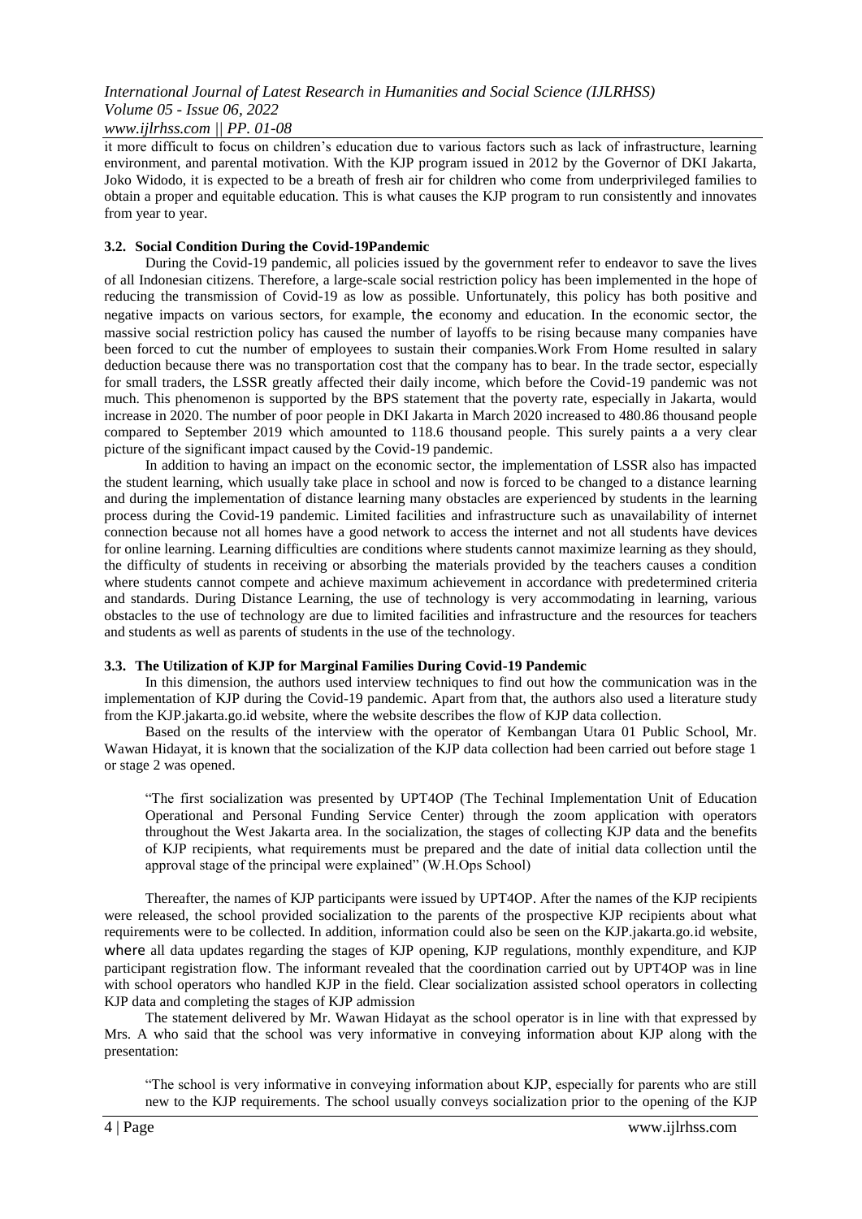it more difficult to focus on children's education due to various factors such as lack of infrastructure, learning environment, and parental motivation. With the KJP program issued in 2012 by the Governor of DKI Jakarta, Joko Widodo, it is expected to be a breath of fresh air for children who come from underprivileged families to obtain a proper and equitable education. This is what causes the KJP program to run consistently and innovates from year to year.

### 3.2. Social Condition During the Covid-19Pandemic

During the Covid-19 pandemic, all policies issued by the government refer to endeavor to save the lives of all Indonesian citizens. Therefore, a large-scale social restriction policy has been implemented in the hope of reducing the transmission of Covid-19 as low as possible. Unfortunately, this policy has both positive and negative impacts on various sectors, for example, the economy and education. In the economic sector, the massive social restriction policy has caused the number of layoffs to be rising because many companies have been forced to cut the number of employees to sustain their companies.Work From Home resulted in salary deduction because there was no transportation cost that the company has to bear. In the trade sector, especially for small traders, the LSSR greatly affected their daily income, which before the Covid-19 pandemic was not much. This phenomenon is supported by the BPS statement that the poverty rate, especially in Jakarta, would increase in 2020. The number of poor people in DKI Jakarta in March 2020 increased to 480.86 thousand people compared to September 2019 which amounted to 118.6 thousand people. This surely paints a a very clear picture of the significant impact caused by the Covid-19 pandemic.

In addition to having an impact on the economic sector, the implementation of LSSR also has impacted the student learning, which usually take place in school and now is forced to be changed to a distance learning and during the implementation of distance learning many obstacles are experienced by students in the learning process during the Covid-19 pandemic. Limited facilities and infrastructure such as unavailability of internet connection because not all homes have a good network to access the internet and not all students have devices for online learning. Learning difficulties are conditions where students cannot maximize learning as they should, the difficulty of students in receiving or absorbing the materials provided by the teachers causes a condition where students cannot compete and achieve maximum achievement in accordance with predetermined criteria and standards. During Distance Learning, the use of technology is very accommodating in learning, various obstacles to the use of technology are due to limited facilities and infrastructure and the resources for teachers and students as well as parents of students in the use of the technology.

### 3.3. The Utilization of KJP for Marginal Families During Covid-19 Pandemic

In this dimension, the authors used interview techniques to find out how the communication was in the implementation of KJP during the Covid-19 pandemic. Apart from that, the authors also used a literature study from the KJP.jakarta.go.id website, where the website describes the flow of KJP data collection.

Based on the results of the interview with the operator of Kembangan Utara 01 Public School, Mr. Wawan Hidayat, it is known that the socialization of the KJP data collection had been carried out before stage 1 or stage 2 was opened.

> "The first socialization was presented by UPT4OP (The Techinal Implementation Unit of Education Operational and Personal Funding Service Center) through the zoom application with operators throughout the West Jakarta area. In the socialization, the stages of collecting KJP data and the benefits of KJP recipients, what requirements must be prepared and the date of initial data collection until the approval stage of the principal were explained" (W.H.Ops School)

Thereafter, the names of KJP participants were issued by UPT4OP. After the names of the KJP recipients were released, the school provided socialization to the parents of the prospective KJP recipients about what requirements were to be collected. In addition, information could also be seen on the KJP.jakarta.go.id website, where all data updates regarding the stages of KJP opening, KJP regulations, monthly expenditure, and KJP participant registration flow. The informant revealed that the coordination carried out by UPT4OP was in line with school operators who handled KJP in the field. Clear socialization assisted school operators in collecting KJP data and completing the stages of KJP admission

The statement delivered by Mr. Wawan Hidayat as the school operator is in line with that expressed by Mrs. A who said that the school was very informative in conveying information about KJP along with the presentation:

> "The school is very informative in conveying information about KJP, especially for parents who are still new to the KJP requirements. The school usually conveys socialization prior to the opening of the KJP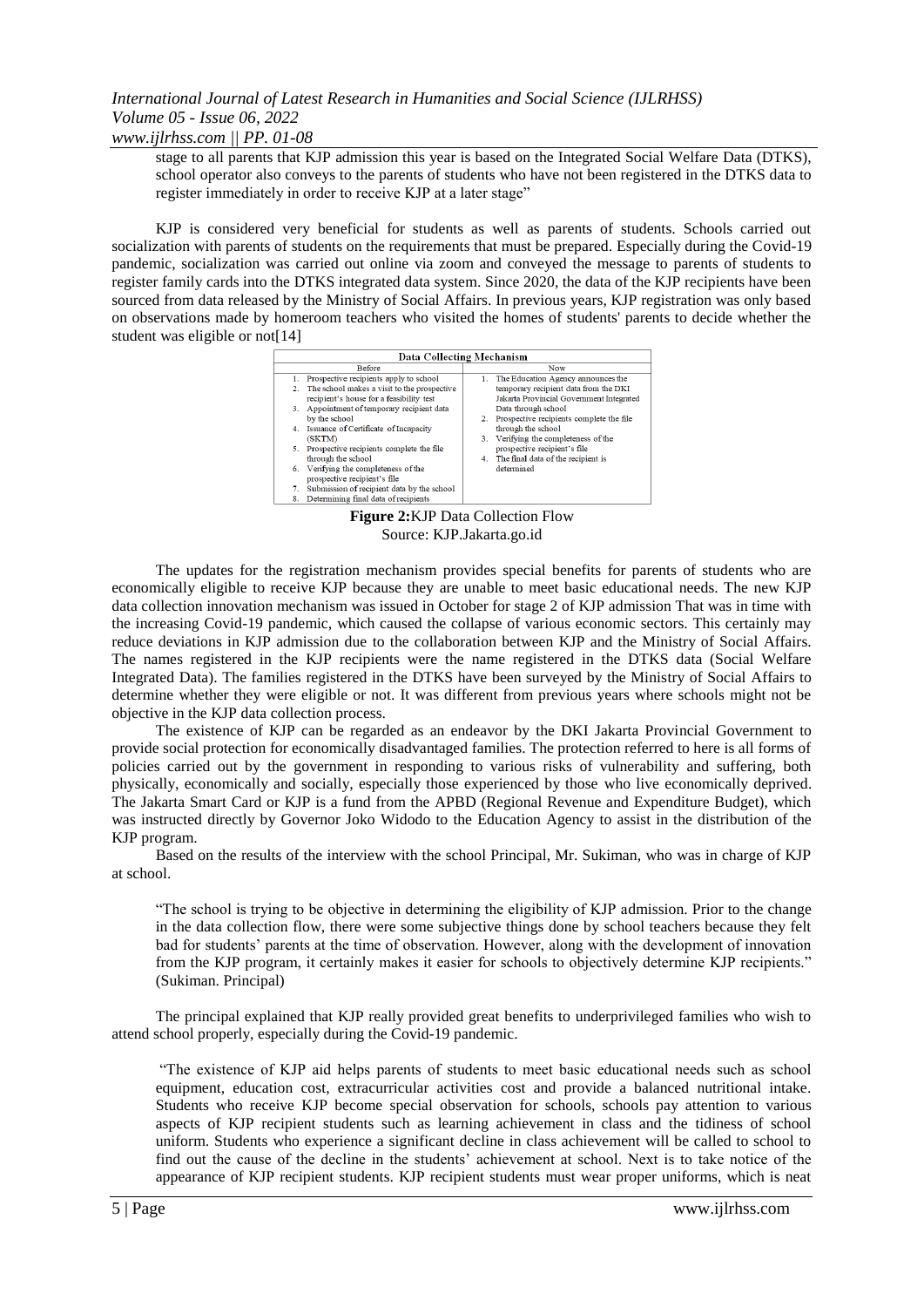stage to all parents that KJP admission this year is based on the Integrated Social Welfare Data (DTKS), school operator also conveys to the parents of students who have not been registered in the DTKS data to register immediately in order to receive KJP at a later stage"

KJP is considered very beneficial for students as well as parents of students. Schools carried out socialization with parents of students on the requirements that must be prepared. Especially during the Covid-19 pandemic, socialization was carried out online via zoom and conveyed the message to parents of students to register family cards into the DTKS integrated data system. Since 2020, the data of the KJP recipients have been sourced from data released by the Ministry of Social Affairs. In previous years, KJP registration was only based on observations made by homeroom teachers who visited the homes of students' parents to decide whether the student was eligible or not[14]

| Data Collecting Mechanism | |
|---|---|
| Before | Now |
| 1. Prospective recipients apply to school<br>2. The school makes a visit to the prospective recipient's house for a feasibility test<br>3. Appointment of temporary recipient data by the school<br>4. Issuance of Certificate of Incapacity (SKTM)<br>5. Prospective recipients complete the file through the school<br>6. Verifying the completeness of the prospective recipient's file<br>7. Submission of recipient data by the school<br>8. Determining final data of recipients | 1. The Education Agency announces the temporary recipient data from the DKI Jakarta Provincial Government Integrated Data through school<br>2. Prospective recipients complete the file through the school<br>3. Verifying the completeness of the prospective recipient's file<br>4. The final data of the recipient is determined |

**Figure 2:** KJP Data Collection Flow
Source: KJP.Jakarta.go.id

The updates for the registration mechanism provides special benefits for parents of students who are economically eligible to receive KJP because they are unable to meet basic educational needs. The new KJP data collection innovation mechanism was issued in October for stage 2 of KJP admission That was in time with the increasing Covid-19 pandemic, which caused the collapse of various economic sectors. This certainly may reduce deviations in KJP admission due to the collaboration between KJP and the Ministry of Social Affairs. The names registered in the KJP recipients were the name registered in the DTKS data (Social Welfare Integrated Data). The families registered in the DTKS have been surveyed by the Ministry of Social Affairs to determine whether they were eligible or not. It was different from previous years where schools might not be objective in the KJP data collection process.

The existence of KJP can be regarded as an endeavor by the DKI Jakarta Provincial Government to provide social protection for economically disadvantaged families. The protection referred to here is all forms of policies carried out by the government in responding to various risks of vulnerability and suffering, both physically, economically and socially, especially those experienced by those who live economically deprived. The Jakarta Smart Card or KJP is a fund from the APBD (Regional Revenue and Expenditure Budget), which was instructed directly by Governor Joko Widodo to the Education Agency to assist in the distribution of the KJP program.

Based on the results of the interview with the school Principal, Mr. Sukiman, who was in charge of KJP at school.

> "The school is trying to be objective in determining the eligibility of KJP admission. Prior to the change in the data collection flow, there were some subjective things done by school teachers because they felt bad for students' parents at the time of observation. However, along with the development of innovation from the KJP program, it certainly makes it easier for schools to objectively determine KJP recipients." (Sukiman. Principal)

The principal explained that KJP really provided great benefits to underprivileged families who wish to attend school properly, especially during the Covid-19 pandemic.

> "The existence of KJP aid helps parents of students to meet basic educational needs such as school equipment, education cost, extracurricular activities cost and provide a balanced nutritional intake. Students who receive KJP become special observation for schools, schools pay attention to various aspects of KJP recipient students such as learning achievement in class and the tidiness of school uniform. Students who experience a significant decline in class achievement will be called to school to find out the cause of the decline in the students' achievement at school. Next is to take notice of the appearance of KJP recipient students. KJP recipient students must wear proper uniforms, which is neat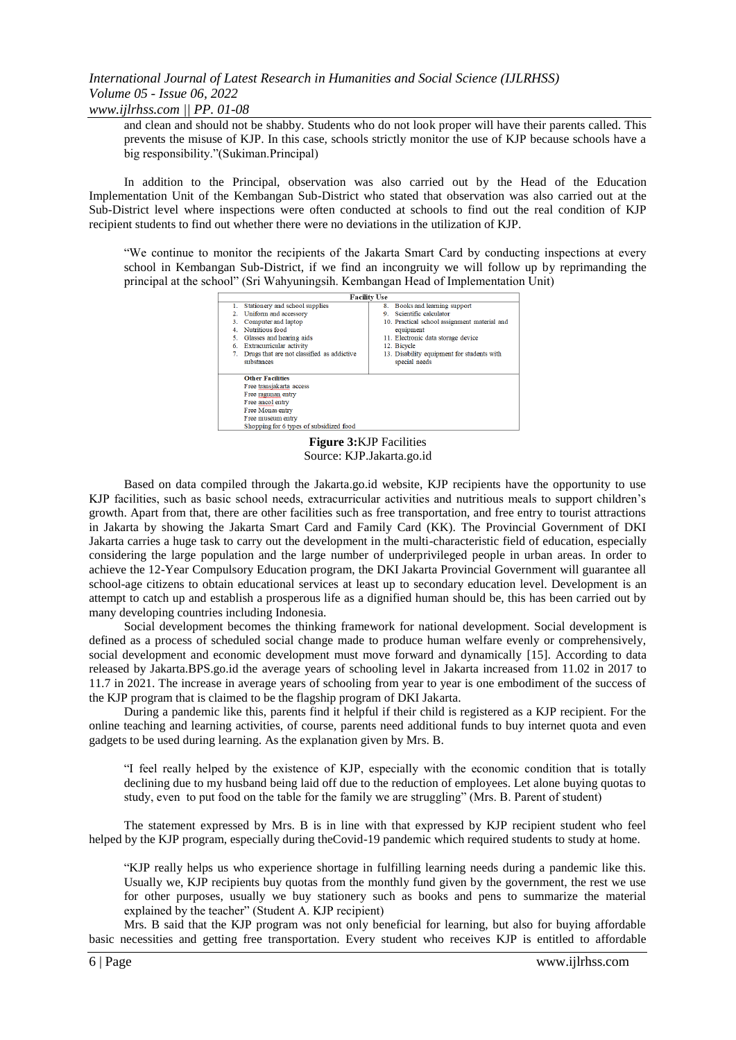and clean and should not be shabby. Students who do not look proper will have their parents called. This prevents the misuse of KJP. In this case, schools strictly monitor the use of KJP because schools have a big responsibility."(Sukiman.Principal)

In addition to the Principal, observation was also carried out by the Head of the Education Implementation Unit of the Kembangan Sub-District who stated that observation was also carried out at the Sub-District level where inspections were often conducted at schools to find out the real condition of KJP recipient students to find out whether there were no deviations in the utilization of KJP.

> "We continue to monitor the recipients of the Jakarta Smart Card by conducting inspections at every school in Kembangan Sub-District, if we find an incongruity we will follow up by reprimanding the principal at the school" (Sri Wahyuningsih. Kembangan Head of Implementation Unit)

| Facility Use | |
|---|---|
| 1. Stationery and school supplies | 8. Books and learning support |
| 2. Uniform and accessory | 9. Scientific calculator |
| 3. Computer and laptop | 10. Practical school assignment material and equipment |
| 4. Nutritious food | 11. Electronic data storage device |
| 5. Glasses and hearing aids | 12. Bicycle |
| 6. Extracurricular activity | 13. Disability equipment for students with special needs |
| 7. Drugs that are not classified as addictive substances | |
| **Other Facilities** | |
| Free transjakarta access | |
| Free ragunan entry | |
| Free ancol entry | |
| Free Monas entry | |
| Free museum entry | |
| Shopping for 6 types of subsidized food | |

**Figure 3:** KJP Facilities
Source: KJP.Jakarta.go.id

Based on data compiled through the Jakarta.go.id website, KJP recipients have the opportunity to use KJP facilities, such as basic school needs, extracurricular activities and nutritious meals to support children's growth. Apart from that, there are other facilities such as free transportation, and free entry to tourist attractions in Jakarta by showing the Jakarta Smart Card and Family Card (KK). The Provincial Government of DKI Jakarta carries a huge task to carry out the development in the multi-characteristic field of education, especially considering the large population and the large number of underprivileged people in urban areas. In order to achieve the 12-Year Compulsory Education program, the DKI Jakarta Provincial Government will guarantee all school-age citizens to obtain educational services at least up to secondary education level. Development is an attempt to catch up and establish a prosperous life as a dignified human should be, this has been carried out by many developing countries including Indonesia.

Social development becomes the thinking framework for national development. Social development is defined as a process of scheduled social change made to produce human welfare evenly or comprehensively, social development and economic development must move forward and dynamically [15]. According to data released by Jakarta.BPS.go.id the average years of schooling level in Jakarta increased from 11.02 in 2017 to 11.7 in 2021. The increase in average years of schooling from year to year is one embodiment of the success of the KJP program that is claimed to be the flagship program of DKI Jakarta.

During a pandemic like this, parents find it helpful if their child is registered as a KJP recipient. For the online teaching and learning activities, of course, parents need additional funds to buy internet quota and even gadgets to be used during learning. As the explanation given by Mrs. B.

> "I feel really helped by the existence of KJP, especially with the economic condition that is totally declining due to my husband being laid off due to the reduction of employees. Let alone buying quotas to study, even to put food on the table for the family we are struggling" (Mrs. B. Parent of student)

The statement expressed by Mrs. B is in line with that expressed by KJP recipient student who feel helped by the KJP program, especially during theCovid-19 pandemic which required students to study at home.

> "KJP really helps us who experience shortage in fulfilling learning needs during a pandemic like this. Usually we, KJP recipients buy quotas from the monthly fund given by the government, the rest we use for other purposes, usually we buy stationery such as books and pens to summarize the material explained by the teacher" (Student A. KJP recipient)

Mrs. B said that the KJP program was not only beneficial for learning, but also for buying affordable basic necessities and getting free transportation. Every student who receives KJP is entitled to affordable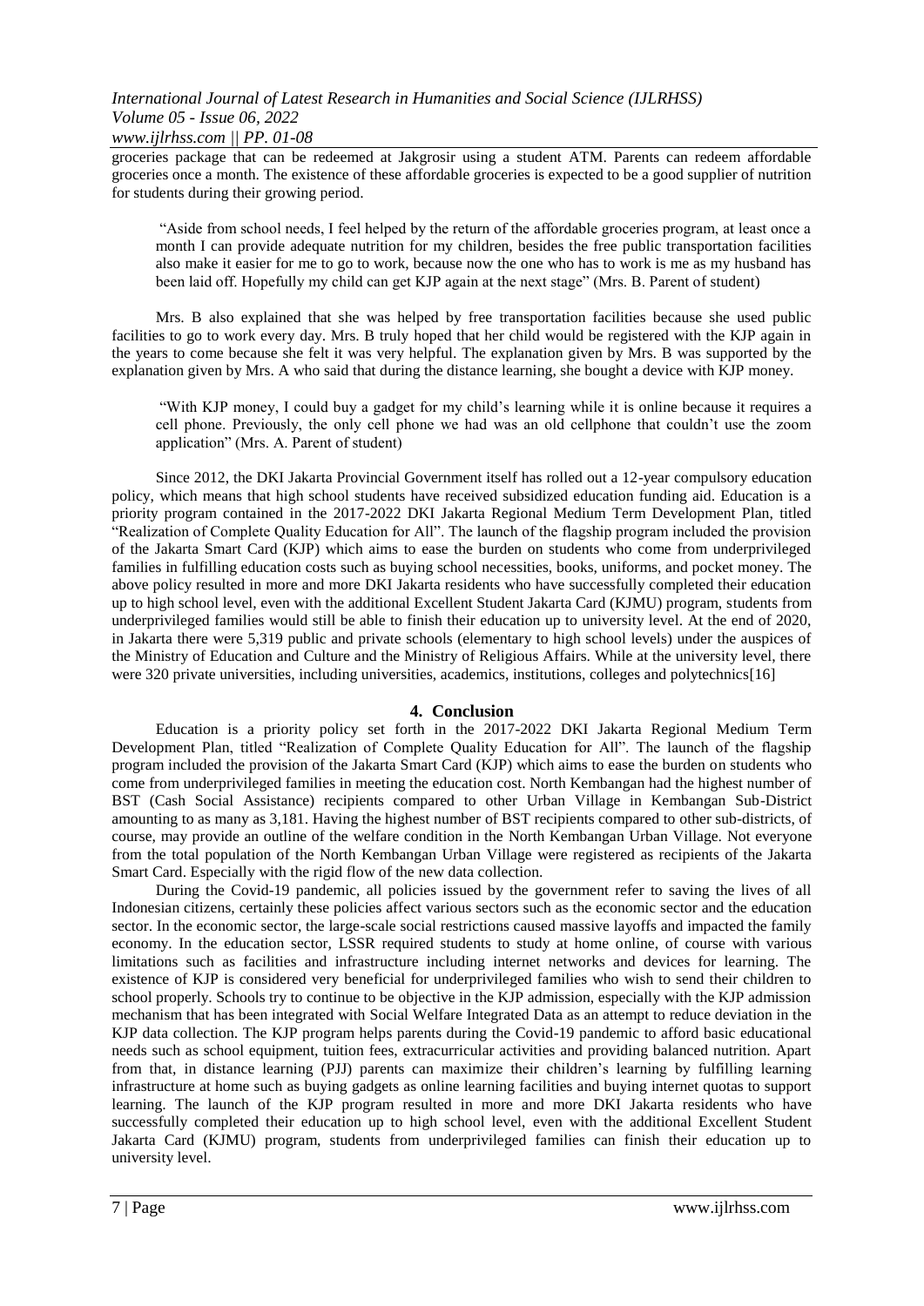groceries package that can be redeemed at Jakgrosir using a student ATM. Parents can redeem affordable groceries once a month. The existence of these affordable groceries is expected to be a good supplier of nutrition for students during their growing period.

> "Aside from school needs, I feel helped by the return of the affordable groceries program, at least once a month I can provide adequate nutrition for my children, besides the free public transportation facilities also make it easier for me to go to work, because now the one who has to work is me as my husband has been laid off. Hopefully my child can get KJP again at the next stage" (Mrs. B. Parent of student)

Mrs. B also explained that she was helped by free transportation facilities because she used public facilities to go to work every day. Mrs. B truly hoped that her child would be registered with the KJP again in the years to come because she felt it was very helpful. The explanation given by Mrs. B was supported by the explanation given by Mrs. A who said that during the distance learning, she bought a device with KJP money.

> "With KJP money, I could buy a gadget for my child's learning while it is online because it requires a cell phone. Previously, the only cell phone we had was an old cellphone that couldn't use the zoom application" (Mrs. A. Parent of student)

Since 2012, the DKI Jakarta Provincial Government itself has rolled out a 12-year compulsory education policy, which means that high school students have received subsidized education funding aid. Education is a priority program contained in the 2017-2022 DKI Jakarta Regional Medium Term Development Plan, titled "Realization of Complete Quality Education for All". The launch of the flagship program included the provision of the Jakarta Smart Card (KJP) which aims to ease the burden on students who come from underprivileged families in fulfilling education costs such as buying school necessities, books, uniforms, and pocket money. The above policy resulted in more and more DKI Jakarta residents who have successfully completed their education up to high school level, even with the additional Excellent Student Jakarta Card (KJMU) program, students from underprivileged families would still be able to finish their education up to university level. At the end of 2020, in Jakarta there were 5,319 public and private schools (elementary to high school levels) under the auspices of the Ministry of Education and Culture and the Ministry of Religious Affairs. While at the university level, there were 320 private universities, including universities, academics, institutions, colleges and polytechnics[16]

## 4. Conclusion

Education is a priority policy set forth in the 2017-2022 DKI Jakarta Regional Medium Term Development Plan, titled "Realization of Complete Quality Education for All". The launch of the flagship program included the provision of the Jakarta Smart Card (KJP) which aims to ease the burden on students who come from underprivileged families in meeting the education cost. North Kembangan had the highest number of BST (Cash Social Assistance) recipients compared to other Urban Village in Kembangan Sub-District amounting to as many as 3,181. Having the highest number of BST recipients compared to other sub-districts, of course, may provide an outline of the welfare condition in the North Kembangan Urban Village. Not everyone from the total population of the North Kembangan Urban Village were registered as recipients of the Jakarta Smart Card. Especially with the rigid flow of the new data collection.

During the Covid-19 pandemic, all policies issued by the government refer to saving the lives of all Indonesian citizens, certainly these policies affect various sectors such as the economic sector and the education sector. In the economic sector, the large-scale social restrictions caused massive layoffs and impacted the family economy. In the education sector, LSSR required students to study at home online, of course with various limitations such as facilities and infrastructure including internet networks and devices for learning. The existence of KJP is considered very beneficial for underprivileged families who wish to send their children to school properly. Schools try to continue to be objective in the KJP admission, especially with the KJP admission mechanism that has been integrated with Social Welfare Integrated Data as an attempt to reduce deviation in the KJP data collection. The KJP program helps parents during the Covid-19 pandemic to afford basic educational needs such as school equipment, tuition fees, extracurricular activities and providing balanced nutrition. Apart from that, in distance learning (PJJ) parents can maximize their children's learning by fulfilling learning infrastructure at home such as buying gadgets as online learning facilities and buying internet quotas to support learning. The launch of the KJP program resulted in more and more DKI Jakarta residents who have successfully completed their education up to high school level, even with the additional Excellent Student Jakarta Card (KJMU) program, students from underprivileged families can finish their education up to university level.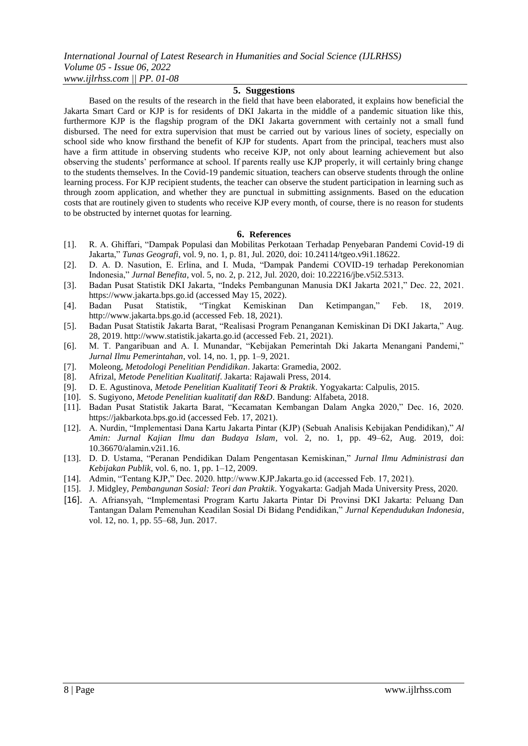## 5. Suggestions

Based on the results of the research in the field that have been elaborated, it explains how beneficial the Jakarta Smart Card or KJP is for residents of DKI Jakarta in the middle of a pandemic situation like this, furthermore KJP is the flagship program of the DKI Jakarta government with certainly not a small fund disbursed. The need for extra supervision that must be carried out by various lines of society, especially on school side who know firsthand the benefit of KJP for students. Apart from the principal, teachers must also have a firm attitude in observing students who receive KJP, not only about learning achievement but also observing the students' performance at school. If parents really use KJP properly, it will certainly bring change to the students themselves. In the Covid-19 pandemic situation, teachers can observe students through the online learning process. For KJP recipient students, the teacher can observe the student participation in learning such as through zoom application, and whether they are punctual in submitting assignments. Based on the education costs that are routinely given to students who receive KJP every month, of course, there is no reason for students to be obstructed by internet quotas for learning.

## 6. References

[1]. R. A. Ghiffari, "Dampak Populasi dan Mobilitas Perkotaan Terhadap Penyebaran Pandemi Covid-19 di Jakarta," *Tunas Geografi*, vol. 9, no. 1, p. 81, Jul. 2020, doi: 10.24114/tgeo.v9i1.18622.

[2]. D. A. D. Nasution, E. Erlina, and I. Muda, "Dampak Pandemi COVID-19 terhadap Perekonomian Indonesia," *Jurnal Benefita*, vol. 5, no. 2, p. 212, Jul. 2020, doi: 10.22216/jbe.v5i2.5313.

[3]. Badan Pusat Statistik DKI Jakarta, "Indeks Pembangunan Manusia DKI Jakarta 2021," Dec. 22, 2021. https://www.jakarta.bps.go.id (accessed May 15, 2022).

[4]. Badan Pusat Statistik, "Tingkat Kemiskinan Dan Ketimpangan," Feb. 18, 2019. http://www.jakarta.bps.go.id (accessed Feb. 18, 2021).

[5]. Badan Pusat Statistik Jakarta Barat, "Realisasi Program Penanganan Kemiskinan Di DKI Jakarta," Aug. 28, 2019. http://www.statistik.jakarta.go.id (accessed Feb. 21, 2021).

[6]. M. T. Pangaribuan and A. I. Munandar, "Kebijakan Pemerintah Dki Jakarta Menangani Pandemi," *Jurnal Ilmu Pemerintahan*, vol. 14, no. 1, pp. 1–9, 2021.

[7]. Moleong, *Metodologi Penelitian Pendidikan*. Jakarta: Gramedia, 2002.

[8]. Afrizal, *Metode Penelitian Kualitatif*. Jakarta: Rajawali Press, 2014.

[9]. D. E. Agustinova, *Metode Penelitian Kualitatif Teori & Praktik*. Yogyakarta: Calpulis, 2015.

[10]. S. Sugiyono, *Metode Penelitian kualitatif dan R&D*. Bandung: Alfabeta, 2018.

[11]. Badan Pusat Statistik Jakarta Barat, "Kecamatan Kembangan Dalam Angka 2020," Dec. 16, 2020. https://jakbarkota.bps.go.id (accessed Feb. 17, 2021).

[12]. A. Nurdin, "Implementasi Dana Kartu Jakarta Pintar (KJP) (Sebuah Analisis Kebijakan Pendidikan)," *Al Amin: Jurnal Kajian Ilmu dan Budaya Islam*, vol. 2, no. 1, pp. 49–62, Aug. 2019, doi: 10.36670/alamin.v2i1.16.

[13]. D. D. Ustama, "Peranan Pendidikan Dalam Pengentasan Kemiskinan," *Jurnal Ilmu Administrasi dan Kebijakan Publik*, vol. 6, no. 1, pp. 1–12, 2009.

[14]. Admin, "Tentang KJP," Dec. 2020. http://www.KJP.Jakarta.go.id (accessed Feb. 17, 2021).

[15]. J. Midgley, *Pembangunan Sosial: Teori dan Praktik*. Yogyakarta: Gadjah Mada University Press, 2020.

[16]. A. Afriansyah, "Implementasi Program Kartu Jakarta Pintar Di Provinsi DKI Jakarta: Peluang Dan Tantangan Dalam Pemenuhan Keadilan Sosial Di Bidang Pendidikan," *Jurnal Kependudukan Indonesia*, vol. 12, no. 1, pp. 55–68, Jun. 2017.